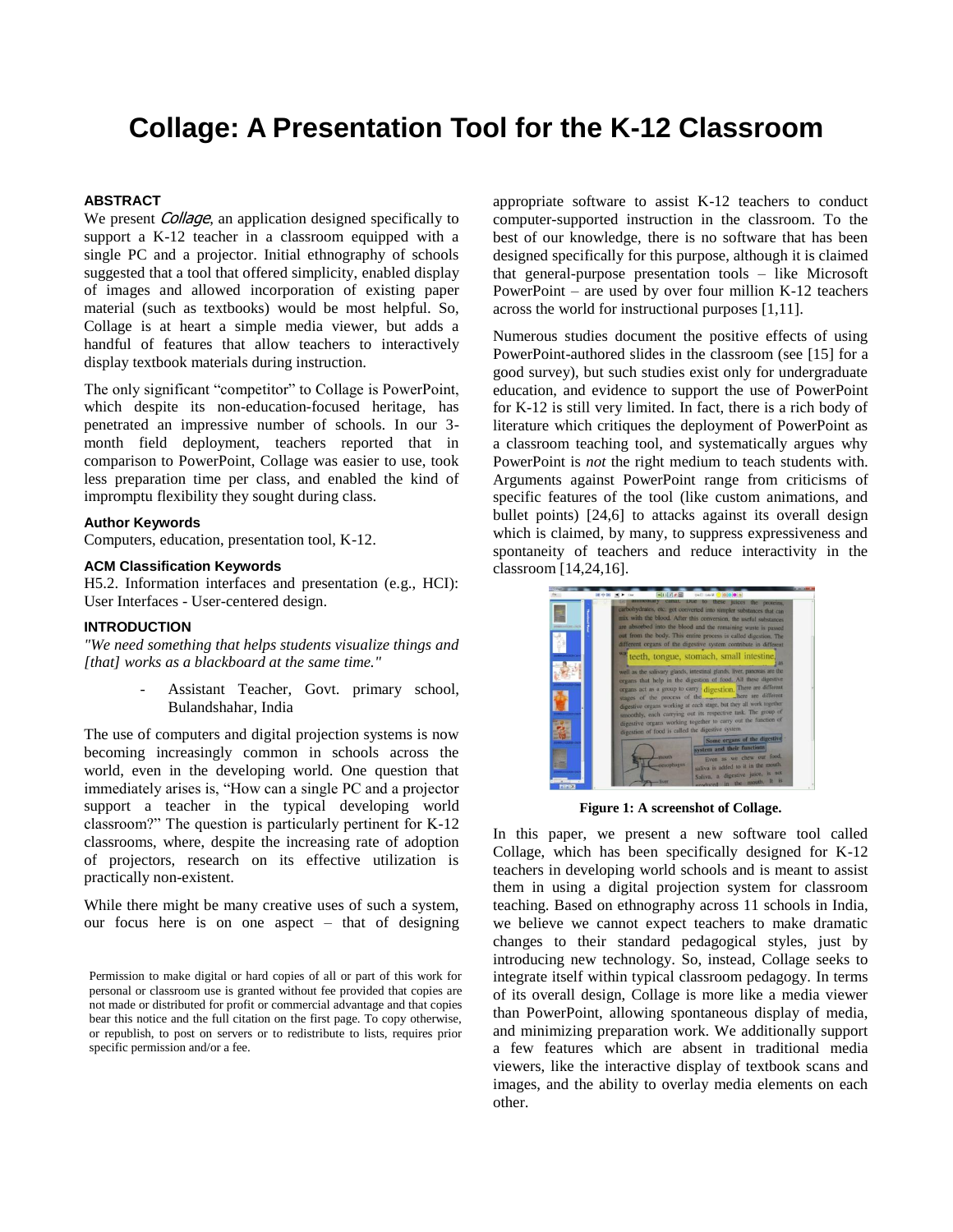# Collage: A Presentation Tool for the K-12 Classroom

### ABSTRACT

We present *Collage*, an application designed specifically to support a K-12 teacher in a classroom equipped with a single PC and a projector. Initial ethnography of schools suggested that a tool that offered simplicity, enabled display of images and allowed incorporation of existing paper material (such as textbooks) would be most helpful. So, Collage is at heart a simple media viewer, but adds a handful of features that allow teachers to interactively display textbook materials during instruction.

The only significant "competitor" to Collage is PowerPoint, which despite its non-education-focused heritage, has penetrated an impressive number of schools. In our 3-month field deployment, teachers reported that in comparison to PowerPoint, Collage was easier to use, took less preparation time per class, and enabled the kind of impromptu flexibility they sought during class.

### Author Keywords

Computers, education, presentation tool, K-12.

### ACM Classification Keywords

H5.2. Information interfaces and presentation (e.g., HCI): User Interfaces - User-centered design.

### INTRODUCTION

*"We need something that helps students visualize things and [that] works as a blackboard at the same time."*

- Assistant Teacher, Govt. primary school, Bulandshahar, India

The use of computers and digital projection systems is now becoming increasingly common in schools across the world, even in the developing world. One question that immediately arises is, "How can a single PC and a projector support a teacher in the typical developing world classroom?" The question is particularly pertinent for K-12 classrooms, where, despite the increasing rate of adoption of projectors, research on its effective utilization is practically non-existent.

While there might be many creative uses of such a system, our focus here is on one aspect – that of designing appropriate software to assist K-12 teachers to conduct computer-supported instruction in the classroom. To the best of our knowledge, there is no software that has been designed specifically for this purpose, although it is claimed that general-purpose presentation tools – like Microsoft PowerPoint – are used by over four million K-12 teachers across the world for instructional purposes [1,11].

Numerous studies document the positive effects of using PowerPoint-authored slides in the classroom (see [15] for a good survey), but such studies exist only for undergraduate education, and evidence to support the use of PowerPoint for K-12 is still very limited. In fact, there is a rich body of literature which critiques the deployment of PowerPoint as a classroom teaching tool, and systematically argues why PowerPoint is *not* the right medium to teach students with. Arguments against PowerPoint range from criticisms of specific features of the tool (like custom animations, and bullet points) [24,6] to attacks against its overall design which is claimed, by many, to suppress expressiveness and spontaneity of teachers and reduce interactivity in the classroom [14,24,16].

**Figure 1: A screenshot of Collage.**

In this paper, we present a new software tool called Collage, which has been specifically designed for K-12 teachers in developing world schools and is meant to assist them in using a digital projection system for classroom teaching. Based on ethnography across 11 schools in India, we believe we cannot expect teachers to make dramatic changes to their standard pedagogical styles, just by introducing new technology. So, instead, Collage seeks to integrate itself within typical classroom pedagogy. In terms of its overall design, Collage is more like a media viewer than PowerPoint, allowing spontaneous display of media, and minimizing preparation work. We additionally support a few features which are absent in traditional media viewers, like the interactive display of textbook scans and images, and the ability to overlay media elements on each other.

Permission to make digital or hard copies of all or part of this work for personal or classroom use is granted without fee provided that copies are not made or distributed for profit or commercial advantage and that copies bear this notice and the full citation on the first page. To copy otherwise, or republish, to post on servers or to redistribute to lists, requires prior specific permission and/or a fee.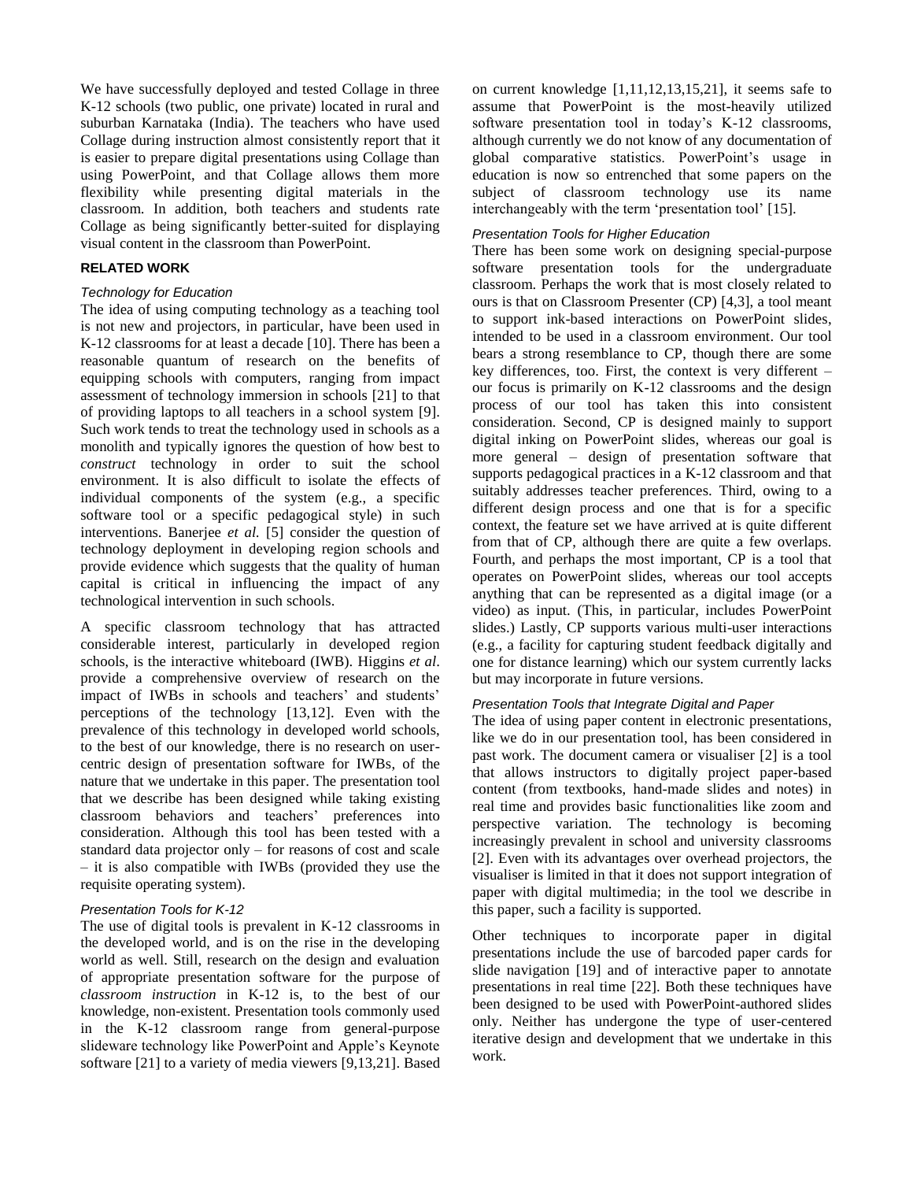We have successfully deployed and tested Collage in three K-12 schools (two public, one private) located in rural and suburban Karnataka (India). The teachers who have used Collage during instruction almost consistently report that it is easier to prepare digital presentations using Collage than using PowerPoint, and that Collage allows them more flexibility while presenting digital materials in the classroom. In addition, both teachers and students rate Collage as being significantly better-suited for displaying visual content in the classroom than PowerPoint.

## RELATED WORK

### *Technology for Education*

The idea of using computing technology as a teaching tool is not new and projectors, in particular, have been used in K-12 classrooms for at least a decade [10]. There has been a reasonable quantum of research on the benefits of equipping schools with computers, ranging from impact assessment of technology immersion in schools [21] to that of providing laptops to all teachers in a school system [9]. Such work tends to treat the technology used in schools as a monolith and typically ignores the question of how best to *construct* technology in order to suit the school environment. It is also difficult to isolate the effects of individual components of the system (e.g., a specific software tool or a specific pedagogical style) in such interventions. Banerjee *et al.* [5] consider the question of technology deployment in developing region schools and provide evidence which suggests that the quality of human capital is critical in influencing the impact of any technological intervention in such schools.

A specific classroom technology that has attracted considerable interest, particularly in developed region schools, is the interactive whiteboard (IWB). Higgins *et al*. provide a comprehensive overview of research on the impact of IWBs in schools and teachers' and students' perceptions of the technology [13,12]. Even with the prevalence of this technology in developed world schools, to the best of our knowledge, there is no research on user-centric design of presentation software for IWBs, of the nature that we undertake in this paper. The presentation tool that we describe has been designed while taking existing classroom behaviors and teachers' preferences into consideration. Although this tool has been tested with a standard data projector only – for reasons of cost and scale – it is also compatible with IWBs (provided they use the requisite operating system).

### *Presentation Tools for K-12*

The use of digital tools is prevalent in K-12 classrooms in the developed world, and is on the rise in the developing world as well. Still, research on the design and evaluation of appropriate presentation software for the purpose of *classroom instruction* in K-12 is, to the best of our knowledge, non-existent. Presentation tools commonly used in the K-12 classroom range from general-purpose slideware technology like PowerPoint and Apple's Keynote software [21] to a variety of media viewers [9,13,21]. Based on current knowledge [1,11,12,13,15,21], it seems safe to assume that PowerPoint is the most-heavily utilized software presentation tool in today's K-12 classrooms, although currently we do not know of any documentation of global comparative statistics. PowerPoint's usage in education is now so entrenched that some papers on the subject of classroom technology use its name interchangeably with the term 'presentation tool' [15].

### *Presentation Tools for Higher Education*

There has been some work on designing special-purpose software presentation tools for the undergraduate classroom. Perhaps the work that is most closely related to ours is that on Classroom Presenter (CP) [4,3], a tool meant to support ink-based interactions on PowerPoint slides, intended to be used in a classroom environment. Our tool bears a strong resemblance to CP, though there are some key differences, too. First, the context is very different – our focus is primarily on K-12 classrooms and the design process of our tool has taken this into consistent consideration. Second, CP is designed mainly to support digital inking on PowerPoint slides, whereas our goal is more general – design of presentation software that supports pedagogical practices in a K-12 classroom and that suitably addresses teacher preferences. Third, owing to a different design process and one that is for a specific context, the feature set we have arrived at is quite different from that of CP, although there are quite a few overlaps. Fourth, and perhaps the most important, CP is a tool that operates on PowerPoint slides, whereas our tool accepts anything that can be represented as a digital image (or a video) as input. (This, in particular, includes PowerPoint slides.) Lastly, CP supports various multi-user interactions (e.g., a facility for capturing student feedback digitally and one for distance learning) which our system currently lacks but may incorporate in future versions.

### *Presentation Tools that Integrate Digital and Paper*

The idea of using paper content in electronic presentations, like we do in our presentation tool, has been considered in past work. The document camera or visualiser [2] is a tool that allows instructors to digitally project paper-based content (from textbooks, hand-made slides and notes) in real time and provides basic functionalities like zoom and perspective variation. The technology is becoming increasingly prevalent in school and university classrooms [2]. Even with its advantages over overhead projectors, the visualiser is limited in that it does not support integration of paper with digital multimedia; in the tool we describe in this paper, such a facility is supported.

Other techniques to incorporate paper in digital presentations include the use of barcoded paper cards for slide navigation [19] and of interactive paper to annotate presentations in real time [22]. Both these techniques have been designed to be used with PowerPoint-authored slides only. Neither has undergone the type of user-centered iterative design and development that we undertake in this work.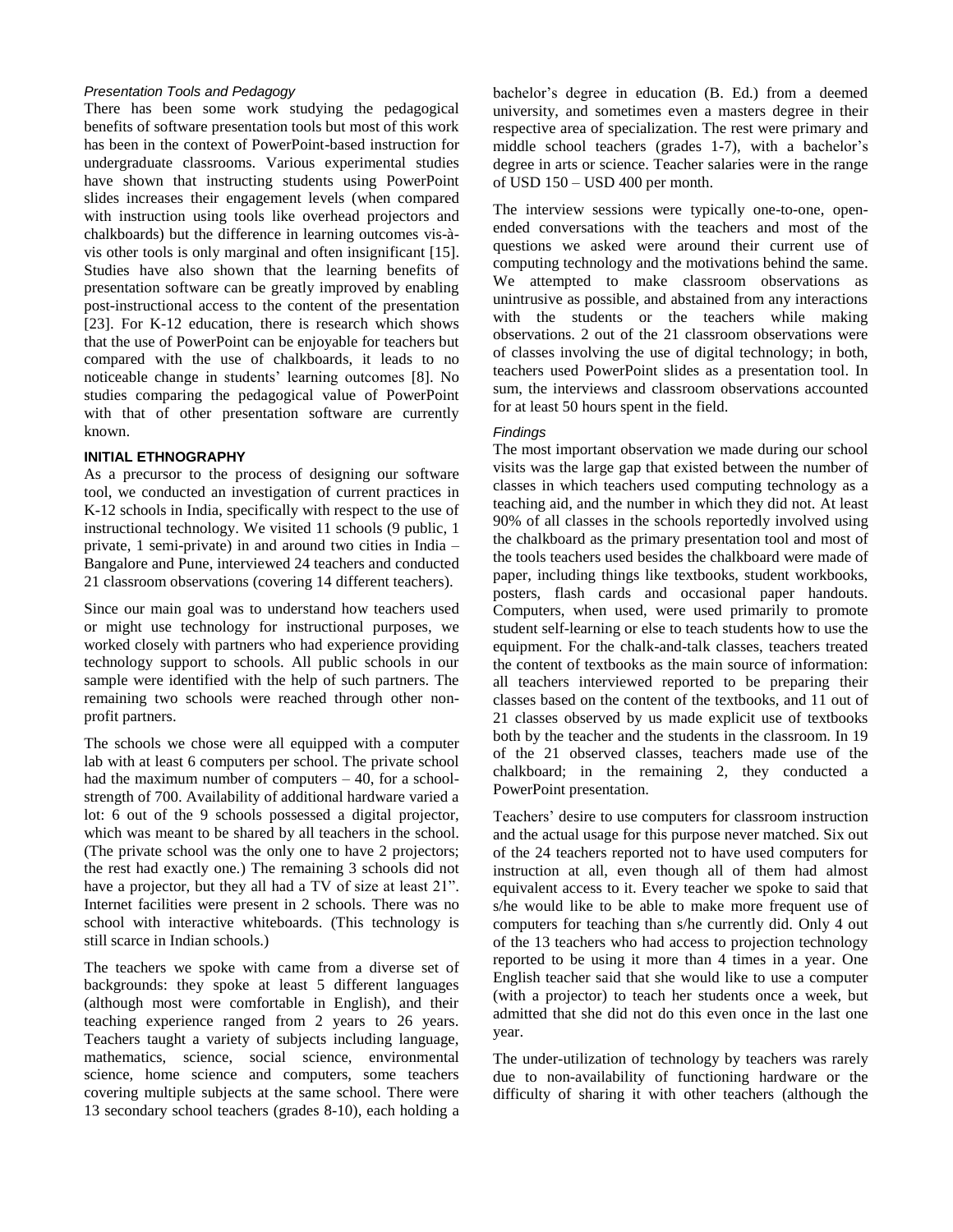### *Presentation Tools and Pedagogy*

There has been some work studying the pedagogical benefits of software presentation tools but most of this work has been in the context of PowerPoint-based instruction for undergraduate classrooms. Various experimental studies have shown that instructing students using PowerPoint slides increases their engagement levels (when compared with instruction using tools like overhead projectors and chalkboards) but the difference in learning outcomes vis-à-vis other tools is only marginal and often insignificant [15]. Studies have also shown that the learning benefits of presentation software can be greatly improved by enabling post-instructional access to the content of the presentation [23]. For K-12 education, there is research which shows that the use of PowerPoint can be enjoyable for teachers but compared with the use of chalkboards, it leads to no noticeable change in students' learning outcomes [8]. No studies comparing the pedagogical value of PowerPoint with that of other presentation software are currently known.

## INITIAL ETHNOGRAPHY

As a precursor to the process of designing our software tool, we conducted an investigation of current practices in K-12 schools in India, specifically with respect to the use of instructional technology. We visited 11 schools (9 public, 1 private, 1 semi-private) in and around two cities in India – Bangalore and Pune, interviewed 24 teachers and conducted 21 classroom observations (covering 14 different teachers).

Since our main goal was to understand how teachers used or might use technology for instructional purposes, we worked closely with partners who had experience providing technology support to schools. All public schools in our sample were identified with the help of such partners. The remaining two schools were reached through other non-profit partners.

The schools we chose were all equipped with a computer lab with at least 6 computers per school. The private school had the maximum number of computers – 40, for a school-strength of 700. Availability of additional hardware varied a lot: 6 out of the 9 schools possessed a digital projector, which was meant to be shared by all teachers in the school. (The private school was the only one to have 2 projectors; the rest had exactly one.) The remaining 3 schools did not have a projector, but they all had a TV of size at least 21". Internet facilities were present in 2 schools. There was no school with interactive whiteboards. (This technology is still scarce in Indian schools.)

The teachers we spoke with came from a diverse set of backgrounds: they spoke at least 5 different languages (although most were comfortable in English), and their teaching experience ranged from 2 years to 26 years. Teachers taught a variety of subjects including language, mathematics, science, social science, environmental science, home science and computers, some teachers covering multiple subjects at the same school. There were 13 secondary school teachers (grades 8-10), each holding a bachelor's degree in education (B. Ed.) from a deemed university, and sometimes even a masters degree in their respective area of specialization. The rest were primary and middle school teachers (grades 1-7), with a bachelor's degree in arts or science. Teacher salaries were in the range of USD 150 – USD 400 per month.

The interview sessions were typically one-to-one, open-ended conversations with the teachers and most of the questions we asked were around their current use of computing technology and the motivations behind the same. We attempted to make classroom observations as unintrusive as possible, and abstained from any interactions with the students or the teachers while making observations. 2 out of the 21 classroom observations were of classes involving the use of digital technology; in both, teachers used PowerPoint slides as a presentation tool. In sum, the interviews and classroom observations accounted for at least 50 hours spent in the field.

### *Findings*

The most important observation we made during our school visits was the large gap that existed between the number of classes in which teachers used computing technology as a teaching aid, and the number in which they did not. At least 90% of all classes in the schools reportedly involved using the chalkboard as the primary presentation tool and most of the tools teachers used besides the chalkboard were made of paper, including things like textbooks, student workbooks, posters, flash cards and occasional paper handouts. Computers, when used, were used primarily to promote student self-learning or else to teach students how to use the equipment. For the chalk-and-talk classes, teachers treated the content of textbooks as the main source of information: all teachers interviewed reported to be preparing their classes based on the content of the textbooks, and 11 out of 21 classes observed by us made explicit use of textbooks both by the teacher and the students in the classroom. In 19 of the 21 observed classes, teachers made use of the chalkboard; in the remaining 2, they conducted a PowerPoint presentation.

Teachers' desire to use computers for classroom instruction and the actual usage for this purpose never matched. Six out of the 24 teachers reported not to have used computers for instruction at all, even though all of them had almost equivalent access to it. Every teacher we spoke to said that s/he would like to be able to make more frequent use of computers for teaching than s/he currently did. Only 4 out of the 13 teachers who had access to projection technology reported to be using it more than 4 times in a year. One English teacher said that she would like to use a computer (with a projector) to teach her students once a week, but admitted that she did not do this even once in the last one year.

The under-utilization of technology by teachers was rarely due to non-availability of functioning hardware or the difficulty of sharing it with other teachers (although the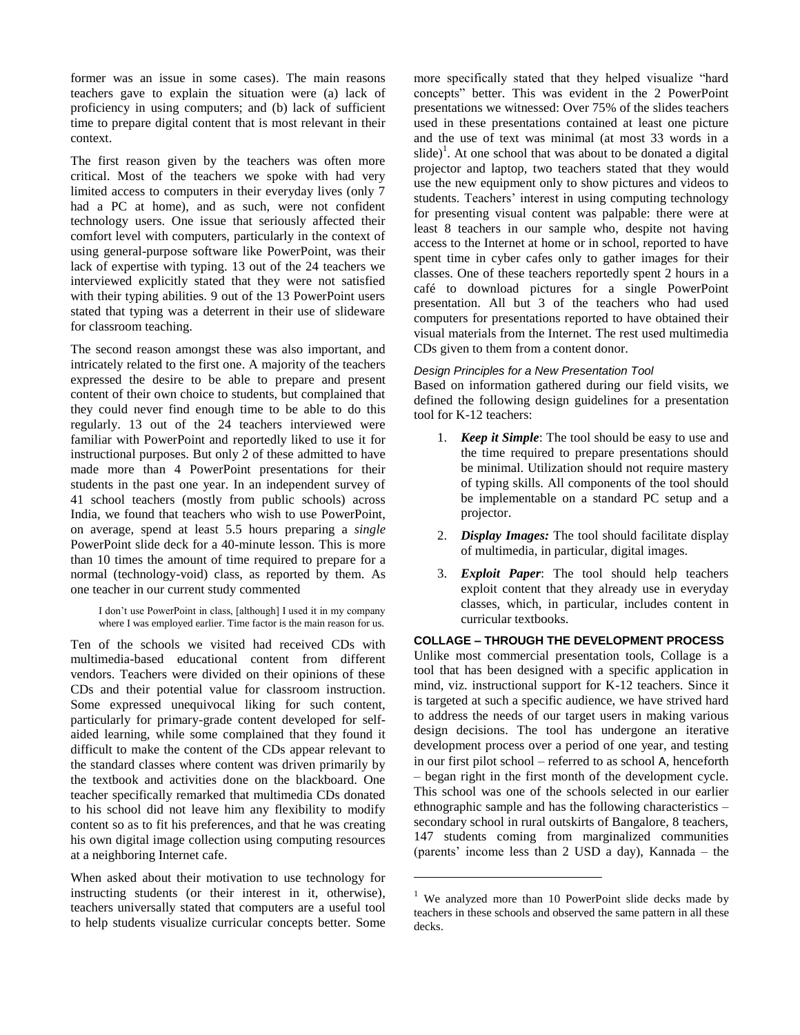former was an issue in some cases). The main reasons teachers gave to explain the situation were (a) lack of proficiency in using computers; and (b) lack of sufficient time to prepare digital content that is most relevant in their context.

The first reason given by the teachers was often more critical. Most of the teachers we spoke with had very limited access to computers in their everyday lives (only 7 had a PC at home), and as such, were not confident technology users. One issue that seriously affected their comfort level with computers, particularly in the context of using general-purpose software like PowerPoint, was their lack of expertise with typing. 13 out of the 24 teachers we interviewed explicitly stated that they were not satisfied with their typing abilities. 9 out of the 13 PowerPoint users stated that typing was a deterrent in their use of slideware for classroom teaching.

The second reason amongst these was also important, and intricately related to the first one. A majority of the teachers expressed the desire to be able to prepare and present content of their own choice to students, but complained that they could never find enough time to be able to do this regularly. 13 out of the 24 teachers interviewed were familiar with PowerPoint and reportedly liked to use it for instructional purposes. But only 2 of these admitted to have made more than 4 PowerPoint presentations for their students in the past one year. In an independent survey of 41 school teachers (mostly from public schools) across India, we found that teachers who wish to use PowerPoint, on average, spend at least 5.5 hours preparing a *single* PowerPoint slide deck for a 40-minute lesson. This is more than 10 times the amount of time required to prepare for a normal (technology-void) class, as reported by them. As one teacher in our current study commented

> I don't use PowerPoint in class, [although] I used it in my company where I was employed earlier. Time factor is the main reason for us.

Ten of the schools we visited had received CDs with multimedia-based educational content from different vendors. Teachers were divided on their opinions of these CDs and their potential value for classroom instruction. Some expressed unequivocal liking for such content, particularly for primary-grade content developed for self-aided learning, while some complained that they found it difficult to make the content of the CDs appear relevant to the standard classes where content was driven primarily by the textbook and activities done on the blackboard. One teacher specifically remarked that multimedia CDs donated to his school did not leave him any flexibility to modify content so as to fit his preferences, and that he was creating his own digital image collection using computing resources at a neighboring Internet cafe.

When asked about their motivation to use technology for instructing students (or their interest in it, otherwise), teachers universally stated that computers are a useful tool to help students visualize curricular concepts better. Some more specifically stated that they helped visualize "hard concepts" better. This was evident in the 2 PowerPoint presentations we witnessed: Over 75% of the slides teachers used in these presentations contained at least one picture and the use of text was minimal (at most 33 words in a slide)[1]. At one school that was about to be donated a digital projector and laptop, two teachers stated that they would use the new equipment only to show pictures and videos to students. Teachers' interest in using computing technology for presenting visual content was palpable: there were at least 8 teachers in our sample who, despite not having access to the Internet at home or in school, reported to have spent time in cyber cafes only to gather images for their classes. One of these teachers reportedly spent 2 hours in a café to download pictures for a single PowerPoint presentation. All but 3 of the teachers who had used computers for presentations reported to have obtained their visual materials from the Internet. The rest used multimedia CDs given to them from a content donor.

#### *Design Principles for a New Presentation Tool*

Based on information gathered during our field visits, we defined the following design guidelines for a presentation tool for K-12 teachers:

1. ***Keep it Simple***: The tool should be easy to use and the time required to prepare presentations should be minimal. Utilization should not require mastery of typing skills. All components of the tool should be implementable on a standard PC setup and a projector.
2. ***Display Images:*** The tool should facilitate display of multimedia, in particular, digital images.
3. ***Exploit Paper***: The tool should help teachers exploit content that they already use in everyday classes, which, in particular, includes content in curricular textbooks.

### COLLAGE – THROUGH THE DEVELOPMENT PROCESS

Unlike most commercial presentation tools, Collage is a tool that has been designed with a specific application in mind, viz. instructional support for K-12 teachers. Since it is targeted at such a specific audience, we have strived hard to address the needs of our target users in making various design decisions. The tool has undergone an iterative development process over a period of one year, and testing in our first pilot school – referred to as school A, henceforth – began right in the first month of the development cycle. This school was one of the schools selected in our earlier ethnographic sample and has the following characteristics – secondary school in rural outskirts of Bangalore, 8 teachers, 147 students coming from marginalized communities (parents' income less than 2 USD a day), Kannada – the

[1] We analyzed more than 10 PowerPoint slide decks made by teachers in these schools and observed the same pattern in all these decks.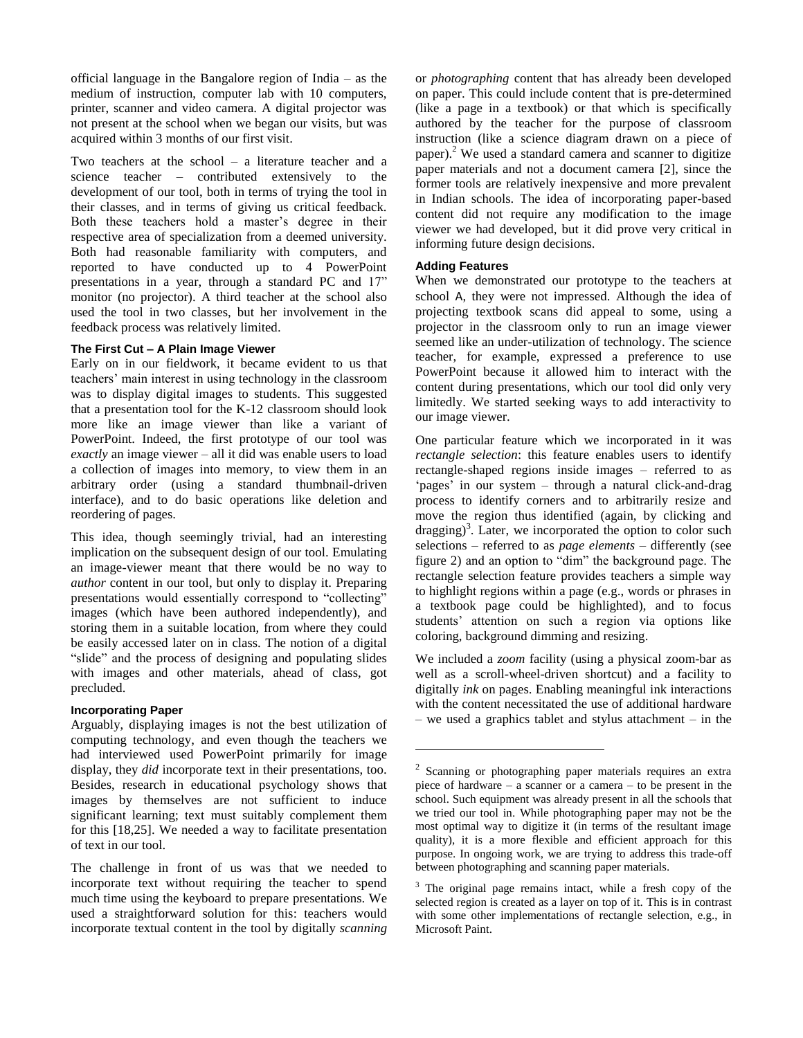official language in the Bangalore region of India – as the medium of instruction, computer lab with 10 computers, printer, scanner and video camera. A digital projector was not present at the school when we began our visits, but was acquired within 3 months of our first visit.

Two teachers at the school – a literature teacher and a science teacher – contributed extensively to the development of our tool, both in terms of trying the tool in their classes, and in terms of giving us critical feedback. Both these teachers hold a master's degree in their respective area of specialization from a deemed university. Both had reasonable familiarity with computers, and reported to have conducted up to 4 PowerPoint presentations in a year, through a standard PC and 17" monitor (no projector). A third teacher at the school also used the tool in two classes, but her involvement in the feedback process was relatively limited.

#### The First Cut – A Plain Image Viewer

Early on in our fieldwork, it became evident to us that teachers' main interest in using technology in the classroom was to display digital images to students. This suggested that a presentation tool for the K-12 classroom should look more like an image viewer than like a variant of PowerPoint. Indeed, the first prototype of our tool was *exactly* an image viewer – all it did was enable users to load a collection of images into memory, to view them in an arbitrary order (using a standard thumbnail-driven interface), and to do basic operations like deletion and reordering of pages.

This idea, though seemingly trivial, had an interesting implication on the subsequent design of our tool. Emulating an image-viewer meant that there would be no way to *author* content in our tool, but only to display it. Preparing presentations would essentially correspond to "collecting" images (which have been authored independently), and storing them in a suitable location, from where they could be easily accessed later on in class. The notion of a digital "slide" and the process of designing and populating slides with images and other materials, ahead of class, got precluded.

#### Incorporating Paper

Arguably, displaying images is not the best utilization of computing technology, and even though the teachers we had interviewed used PowerPoint primarily for image display, they *did* incorporate text in their presentations, too. Besides, research in educational psychology shows that images by themselves are not sufficient to induce significant learning; text must suitably complement them for this [18,25]. We needed a way to facilitate presentation of text in our tool.

The challenge in front of us was that we needed to incorporate text without requiring the teacher to spend much time using the keyboard to prepare presentations. We used a straightforward solution for this: teachers would incorporate textual content in the tool by digitally *scanning* or *photographing* content that has already been developed on paper. This could include content that is pre-determined (like a page in a textbook) or that which is specifically authored by the teacher for the purpose of classroom instruction (like a science diagram drawn on a piece of paper).[2] We used a standard camera and scanner to digitize paper materials and not a document camera [2], since the former tools are relatively inexpensive and more prevalent in Indian schools. The idea of incorporating paper-based content did not require any modification to the image viewer we had developed, but it did prove very critical in informing future design decisions.

#### Adding Features

When we demonstrated our prototype to the teachers at school A, they were not impressed. Although the idea of projecting textbook scans did appeal to some, using a projector in the classroom only to run an image viewer seemed like an under-utilization of technology. The science teacher, for example, expressed a preference to use PowerPoint because it allowed him to interact with the content during presentations, which our tool did only very limitedly. We started seeking ways to add interactivity to our image viewer.

One particular feature which we incorporated in it was *rectangle selection*: this feature enables users to identify rectangle-shaped regions inside images – referred to as 'pages' in our system – through a natural click-and-drag process to identify corners and to arbitrarily resize and move the region thus identified (again, by clicking and dragging)[3]. Later, we incorporated the option to color such selections – referred to as *page elements* – differently (see figure 2) and an option to "dim" the background page. The rectangle selection feature provides teachers a simple way to highlight regions within a page (e.g., words or phrases in a textbook page could be highlighted), and to focus students' attention on such a region via options like coloring, background dimming and resizing.

We included a *zoom* facility (using a physical zoom-bar as well as a scroll-wheel-driven shortcut) and a facility to digitally *ink* on pages. Enabling meaningful ink interactions with the content necessitated the use of additional hardware – we used a graphics tablet and stylus attachment – in the

---

[2] Scanning or photographing paper materials requires an extra piece of hardware – a scanner or a camera – to be present in the school. Such equipment was already present in all the schools that we tried our tool in. While photographing paper may not be the most optimal way to digitize it (in terms of the resultant image quality), it is a more flexible and efficient approach for this purpose. In ongoing work, we are trying to address this trade-off between photographing and scanning paper materials.

[3] The original page remains intact, while a fresh copy of the selected region is created as a layer on top of it. This is in contrast with some other implementations of rectangle selection, e.g., in Microsoft Paint.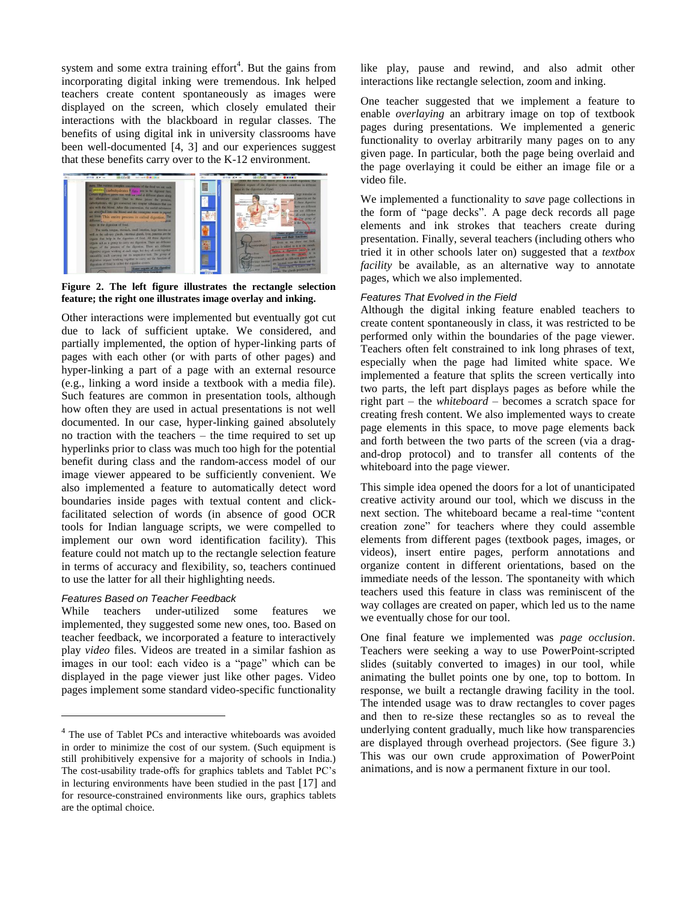system and some extra training effort[4]. But the gains from incorporating digital inking were tremendous. Ink helped teachers create content spontaneously as images were displayed on the screen, which closely emulated their interactions with the blackboard in regular classes. The benefits of using digital ink in university classrooms have been well-documented [4, 3] and our experiences suggest that these benefits carry over to the K-12 environment.

**Figure 2. The left figure illustrates the rectangle selection feature; the right one illustrates image overlay and inking.**

Other interactions were implemented but eventually got cut due to lack of sufficient uptake. We considered, and partially implemented, the option of hyper-linking parts of pages with each other (or with parts of other pages) and hyper-linking a part of a page with an external resource (e.g., linking a word inside a textbook with a media file). Such features are common in presentation tools, although how often they are used in actual presentations is not well documented. In our case, hyper-linking gained absolutely no traction with the teachers – the time required to set up hyperlinks prior to class was much too high for the potential benefit during class and the random-access model of our image viewer appeared to be sufficiently convenient. We also implemented a feature to automatically detect word boundaries inside pages with textual content and click-facilitated selection of words (in absence of good OCR tools for Indian language scripts, we were compelled to implement our own word identification facility). This feature could not match up to the rectangle selection feature in terms of accuracy and flexibility, so, teachers continued to use the latter for all their highlighting needs.

#### *Features Based on Teacher Feedback*

While teachers under-utilized some features we implemented, they suggested some new ones, too. Based on teacher feedback, we incorporated a feature to interactively play *video* files. Videos are treated in a similar fashion as images in our tool: each video is a "page" which can be displayed in the page viewer just like other pages. Video pages implement some standard video-specific functionality like play, pause and rewind, and also admit other interactions like rectangle selection, zoom and inking.

One teacher suggested that we implement a feature to enable *overlaying* an arbitrary image on top of textbook pages during presentations. We implemented a generic functionality to overlay arbitrarily many pages on to any given page. In particular, both the page being overlaid and the page overlaying it could be either an image file or a video file.

We implemented a functionality to *save* page collections in the form of "page decks". A page deck records all page elements and ink strokes that teachers create during presentation. Finally, several teachers (including others who tried it in other schools later on) suggested that a *textbox facility* be available, as an alternative way to annotate pages, which we also implemented.

#### *Features That Evolved in the Field*

Although the digital inking feature enabled teachers to create content spontaneously in class, it was restricted to be performed only within the boundaries of the page viewer. Teachers often felt constrained to ink long phrases of text, especially when the page had limited white space. We implemented a feature that splits the screen vertically into two parts, the left part displays pages as before while the right part – the *whiteboard* – becomes a scratch space for creating fresh content. We also implemented ways to create page elements in this space, to move page elements back and forth between the two parts of the screen (via a drag-and-drop protocol) and to transfer all contents of the whiteboard into the page viewer.

This simple idea opened the doors for a lot of unanticipated creative activity around our tool, which we discuss in the next section. The whiteboard became a real-time "content creation zone" for teachers where they could assemble elements from different pages (textbook pages, images, or videos), insert entire pages, perform annotations and organize content in different orientations, based on the immediate needs of the lesson. The spontaneity with which teachers used this feature in class was reminiscent of the way collages are created on paper, which led us to the name we eventually chose for our tool.

One final feature we implemented was *page occlusion*. Teachers were seeking a way to use PowerPoint-scripted slides (suitably converted to images) in our tool, while animating the bullet points one by one, top to bottom. In response, we built a rectangle drawing facility in the tool. The intended usage was to draw rectangles to cover pages and then to re-size these rectangles so as to reveal the underlying content gradually, much like how transparencies are displayed through overhead projectors. (See figure 3.) This was our own crude approximation of PowerPoint animations, and is now a permanent fixture in our tool.

---

[4] The use of Tablet PCs and interactive whiteboards was avoided in order to minimize the cost of our system. (Such equipment is still prohibitively expensive for a majority of schools in India.) The cost-usability trade-offs for graphics tablets and Tablet PC's in lecturing environments have been studied in the past [17] and for resource-constrained environments like ours, graphics tablets are the optimal choice.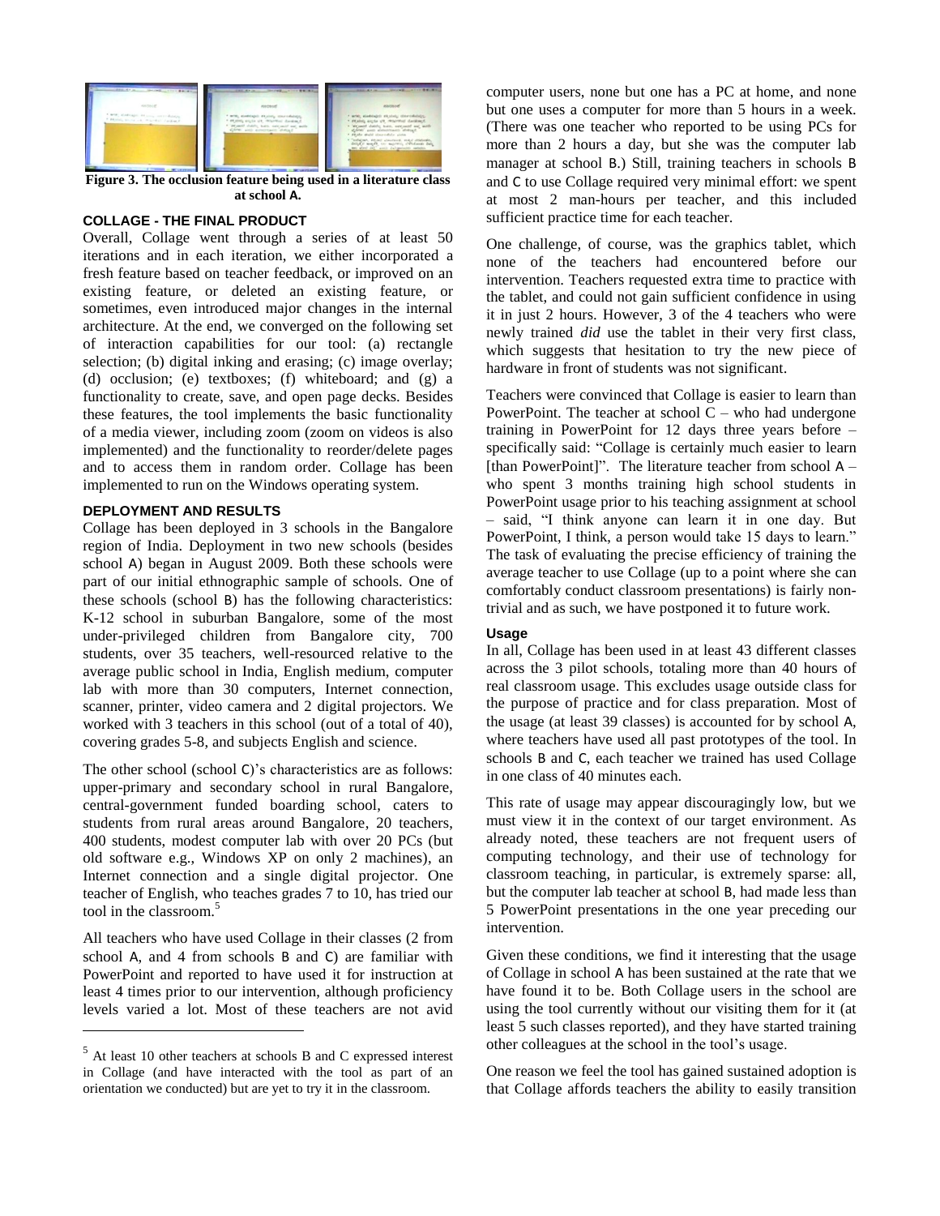**Figure 3. The occlusion feature being used in a literature class at school A.**

### COLLAGE - THE FINAL PRODUCT

Overall, Collage went through a series of at least 50 iterations and in each iteration, we either incorporated a fresh feature based on teacher feedback, or improved on an existing feature, or deleted an existing feature, or sometimes, even introduced major changes in the internal architecture. At the end, we converged on the following set of interaction capabilities for our tool: (a) rectangle selection; (b) digital inking and erasing; (c) image overlay; (d) occlusion; (e) textboxes; (f) whiteboard; and (g) a functionality to create, save, and open page decks. Besides these features, the tool implements the basic functionality of a media viewer, including zoom (zoom on videos is also implemented) and the functionality to reorder/delete pages and to access them in random order. Collage has been implemented to run on the Windows operating system.

### DEPLOYMENT AND RESULTS

Collage has been deployed in 3 schools in the Bangalore region of India. Deployment in two new schools (besides school A) began in August 2009. Both these schools were part of our initial ethnographic sample of schools. One of these schools (school B) has the following characteristics: K-12 school in suburban Bangalore, some of the most under-privileged children from Bangalore city, 700 students, over 35 teachers, well-resourced relative to the average public school in India, English medium, computer lab with more than 30 computers, Internet connection, scanner, printer, video camera and 2 digital projectors. We worked with 3 teachers in this school (out of a total of 40), covering grades 5-8, and subjects English and science.

The other school (school C)'s characteristics are as follows: upper-primary and secondary school in rural Bangalore, central-government funded boarding school, caters to students from rural areas around Bangalore, 20 teachers, 400 students, modest computer lab with over 20 PCs (but old software e.g., Windows XP on only 2 machines), an Internet connection and a single digital projector. One teacher of English, who teaches grades 7 to 10, has tried our tool in the classroom.[5]

All teachers who have used Collage in their classes (2 from school A, and 4 from schools B and C) are familiar with PowerPoint and reported to have used it for instruction at least 4 times prior to our intervention, although proficiency levels varied a lot. Most of these teachers are not avid computer users, none but one has a PC at home, and none but one uses a computer for more than 5 hours in a week. (There was one teacher who reported to be using PCs for more than 2 hours a day, but she was the computer lab manager at school B.) Still, training teachers in schools B and C to use Collage required very minimal effort: we spent at most 2 man-hours per teacher, and this included sufficient practice time for each teacher.

One challenge, of course, was the graphics tablet, which none of the teachers had encountered before our intervention. Teachers requested extra time to practice with the tablet, and could not gain sufficient confidence in using it in just 2 hours. However, 3 of the 4 teachers who were newly trained *did* use the tablet in their very first class, which suggests that hesitation to try the new piece of hardware in front of students was not significant.

Teachers were convinced that Collage is easier to learn than PowerPoint. The teacher at school C – who had undergone training in PowerPoint for 12 days three years before – specifically said: "Collage is certainly much easier to learn [than PowerPoint]". The literature teacher from school A – who spent 3 months training high school students in PowerPoint usage prior to his teaching assignment at school – said, "I think anyone can learn it in one day. But PowerPoint, I think, a person would take 15 days to learn." The task of evaluating the precise efficiency of training the average teacher to use Collage (up to a point where she can comfortably conduct classroom presentations) is fairly non-trivial and as such, we have postponed it to future work.

#### Usage

In all, Collage has been used in at least 43 different classes across the 3 pilot schools, totaling more than 40 hours of real classroom usage. This excludes usage outside class for the purpose of practice and for class preparation. Most of the usage (at least 39 classes) is accounted for by school A, where teachers have used all past prototypes of the tool. In schools B and C, each teacher we trained has used Collage in one class of 40 minutes each.

This rate of usage may appear discouragingly low, but we must view it in the context of our target environment. As already noted, these teachers are not frequent users of computing technology, and their use of technology for classroom teaching, in particular, is extremely sparse: all, but the computer lab teacher at school B, had made less than 5 PowerPoint presentations in the one year preceding our intervention.

Given these conditions, we find it interesting that the usage of Collage in school A has been sustained at the rate that we have found it to be. Both Collage users in the school are using the tool currently without our visiting them for it (at least 5 such classes reported), and they have started training other colleagues at the school in the tool's usage.

One reason we feel the tool has gained sustained adoption is that Collage affords teachers the ability to easily transition

[5] At least 10 other teachers at schools B and C expressed interest in Collage (and have interacted with the tool as part of an orientation we conducted) but are yet to try it in the classroom.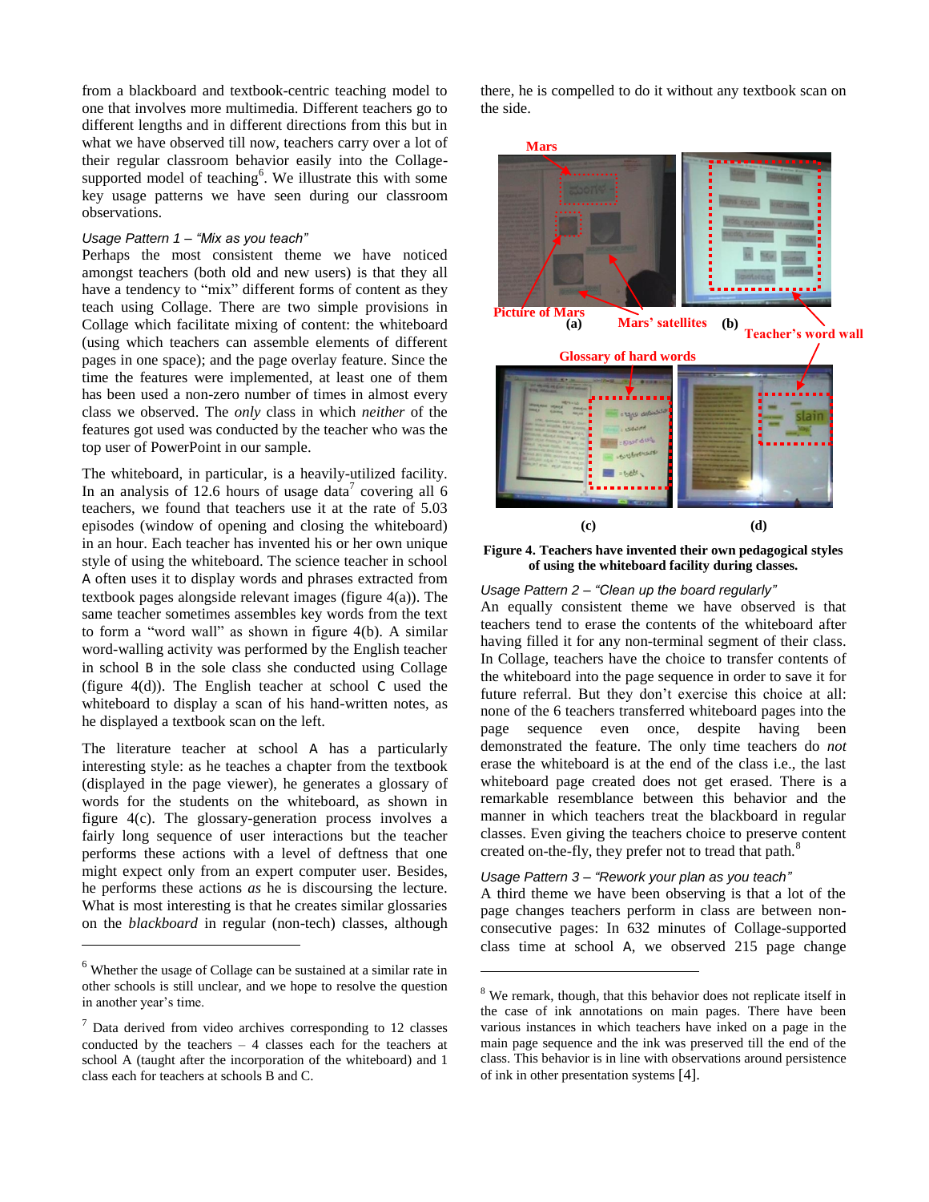from a blackboard and textbook-centric teaching model to one that involves more multimedia. Different teachers go to different lengths and in different directions from this but in what we have observed till now, teachers carry over a lot of their regular classroom behavior easily into the Collage-supported model of teaching[6]. We illustrate this with some key usage patterns we have seen during our classroom observations.

*Usage Pattern 1 – "Mix as you teach"*

Perhaps the most consistent theme we have noticed amongst teachers (both old and new users) is that they all have a tendency to "mix" different forms of content as they teach using Collage. There are two simple provisions in Collage which facilitate mixing of content: the whiteboard (using which teachers can assemble elements of different pages in one space); and the page overlay feature. Since the time the features were implemented, at least one of them has been used a non-zero number of times in almost every class we observed. The *only* class in which *neither* of the features got used was conducted by the teacher who was the top user of PowerPoint in our sample.

The whiteboard, in particular, is a heavily-utilized facility. In an analysis of 12.6 hours of usage data[7] covering all 6 teachers, we found that teachers use it at the rate of 5.03 episodes (window of opening and closing the whiteboard) in an hour. Each teacher has invented his or her own unique style of using the whiteboard. The science teacher in school A often uses it to display words and phrases extracted from textbook pages alongside relevant images (figure 4(a)). The same teacher sometimes assembles key words from the text to form a "word wall" as shown in figure 4(b). A similar word-walling activity was performed by the English teacher in school B in the sole class she conducted using Collage (figure 4(d)). The English teacher at school C used the whiteboard to display a scan of his hand-written notes, as he displayed a textbook scan on the left.

The literature teacher at school A has a particularly interesting style: as he teaches a chapter from the textbook (displayed in the page viewer), he generates a glossary of words for the students on the whiteboard, as shown in figure 4(c). The glossary-generation process involves a fairly long sequence of user interactions but the teacher performs these actions with a level of deftness that one might expect only from an expert computer user. Besides, he performs these actions *as* he is discoursing the lecture. What is most interesting is that he creates similar glossaries on the *blackboard* in regular (non-tech) classes, although there, he is compelled to do it without any textbook scan on the side.

**Figure 4. Teachers have invented their own pedagogical styles of using the whiteboard facility during classes.**

*Usage Pattern 2 – "Clean up the board regularly"*

An equally consistent theme we have observed is that teachers tend to erase the contents of the whiteboard after having filled it for any non-terminal segment of their class. In Collage, teachers have the choice to transfer contents of the whiteboard into the page sequence in order to save it for future referral. But they don't exercise this choice at all: none of the 6 teachers transferred whiteboard pages into the page sequence even once, despite having been demonstrated the feature. The only time teachers do *not* erase the whiteboard is at the end of the class i.e., the last whiteboard page created does not get erased. There is a remarkable resemblance between this behavior and the manner in which teachers treat the blackboard in regular classes. Even giving the teachers choice to preserve content created on-the-fly, they prefer not to tread that path.[8]

*Usage Pattern 3 – "Rework your plan as you teach"*

A third theme we have been observing is that a lot of the page changes teachers perform in class are between non-consecutive pages: In 632 minutes of Collage-supported class time at school A, we observed 215 page change

---

[6] Whether the usage of Collage can be sustained at a similar rate in other schools is still unclear, and we hope to resolve the question in another year's time.

[7] Data derived from video archives corresponding to 12 classes conducted by the teachers – 4 classes each for the teachers at school A (taught after the incorporation of the whiteboard) and 1 class each for teachers at schools B and C.

[8] We remark, though, that this behavior does not replicate itself in the case of ink annotations on main pages. There have been various instances in which teachers have inked on a page in the main page sequence and the ink was preserved till the end of the class. This behavior is in line with observations around persistence of ink in other presentation systems [4].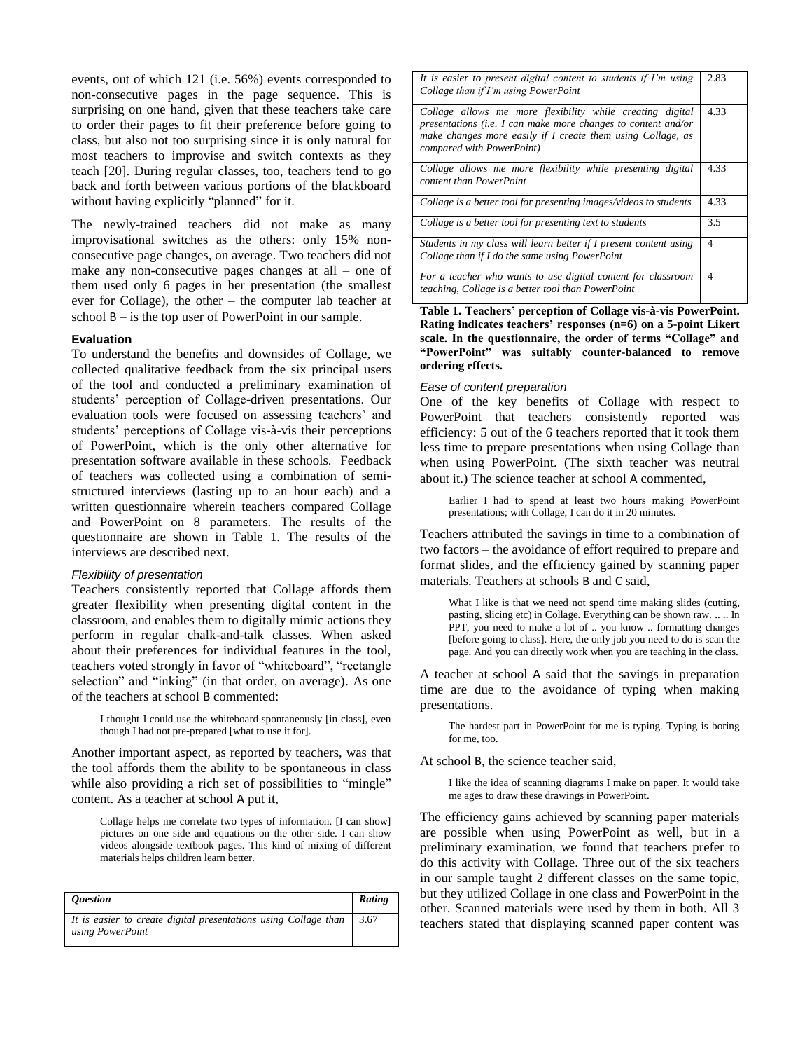events, out of which 121 (i.e. 56%) events corresponded to non-consecutive pages in the page sequence. This is surprising on one hand, given that these teachers take care to order their pages to fit their preference before going to class, but also not too surprising since it is only natural for most teachers to improvise and switch contexts as they teach [20]. During regular classes, too, teachers tend to go back and forth between various portions of the blackboard without having explicitly "planned" for it.

The newly-trained teachers did not make as many improvisational switches as the others: only 15% non-consecutive page changes, on average. Two teachers did not make any non-consecutive pages changes at all – one of them used only 6 pages in her presentation (the smallest ever for Collage), the other – the computer lab teacher at school B – is the top user of PowerPoint in our sample.

### Evaluation

To understand the benefits and downsides of Collage, we collected qualitative feedback from the six principal users of the tool and conducted a preliminary examination of students' perception of Collage-driven presentations. Our evaluation tools were focused on assessing teachers' and students' perceptions of Collage vis-à-vis their perceptions of PowerPoint, which is the only other alternative for presentation software available in these schools. Feedback of teachers was collected using a combination of semi-structured interviews (lasting up to an hour each) and a written questionnaire wherein teachers compared Collage and PowerPoint on 8 parameters. The results of the questionnaire are shown in Table 1. The results of the interviews are described next.

#### *Flexibility of presentation*

Teachers consistently reported that Collage affords them greater flexibility when presenting digital content in the classroom, and enables them to digitally mimic actions they perform in regular chalk-and-talk classes. When asked about their preferences for individual features in the tool, teachers voted strongly in favor of "whiteboard", "rectangle selection" and "inking" (in that order, on average). As one of the teachers at school B commented:

> I thought I could use the whiteboard spontaneously [in class], even though I had not pre-prepared [what to use it for].

Another important aspect, as reported by teachers, was that the tool affords them the ability to be spontaneous in class while also providing a rich set of possibilities to "mingle" content. As a teacher at school A put it,

> Collage helps me correlate two types of information. [I can show] pictures on one side and equations on the other side. I can show videos alongside textbook pages. This kind of mixing of different materials helps children learn better.

| *Question* | *Rating* |
|---|---|
| *It is easier to create digital presentations using Collage than using PowerPoint* | 3.67 |
| *It is easier to present digital content to students if I'm using Collage than if I'm using PowerPoint* | 2.83 |
| *Collage allows me more flexibility while creating digital presentations (i.e. I can make more changes to content and/or make changes more easily if I create them using Collage, as compared with PowerPoint)* | 4.33 |
| *Collage allows me more flexibility while presenting digital content than PowerPoint* | 4.33 |
| *Collage is a better tool for presenting images/videos to students* | 4.33 |
| *Collage is a better tool for presenting text to students* | 3.5 |
| *Students in my class will learn better if I present content using Collage than if I do the same using PowerPoint* | 4 |
| *For a teacher who wants to use digital content for classroom teaching, Collage is a better tool than PowerPoint* | 4 |

**Table 1. Teachers' perception of Collage vis-à-vis PowerPoint. Rating indicates teachers' responses (n=6) on a 5-point Likert scale. In the questionnaire, the order of terms "Collage" and "PowerPoint" was suitably counter-balanced to remove ordering effects.**

#### *Ease of content preparation*

One of the key benefits of Collage with respect to PowerPoint that teachers consistently reported was efficiency: 5 out of the 6 teachers reported that it took them less time to prepare presentations when using Collage than when using PowerPoint. (The sixth teacher was neutral about it.) The science teacher at school A commented,

> Earlier I had to spend at least two hours making PowerPoint presentations; with Collage, I can do it in 20 minutes.

Teachers attributed the savings in time to a combination of two factors – the avoidance of effort required to prepare and format slides, and the efficiency gained by scanning paper materials. Teachers at schools B and C said,

> What I like is that we need not spend time making slides (cutting, pasting, slicing etc) in Collage. Everything can be shown raw. .. .. In PPT, you need to make a lot of .. you know .. formatting changes [before going to class]. Here, the only job you need to do is scan the page. And you can directly work when you are teaching in the class.

A teacher at school A said that the savings in preparation time are due to the avoidance of typing when making presentations.

> The hardest part in PowerPoint for me is typing. Typing is boring for me, too.

At school B, the science teacher said,

> I like the idea of scanning diagrams I make on paper. It would take me ages to draw these drawings in PowerPoint.

The efficiency gains achieved by scanning paper materials are possible when using PowerPoint as well, but in a preliminary examination, we found that teachers prefer to do this activity with Collage. Three out of the six teachers in our sample taught 2 different classes on the same topic, but they utilized Collage in one class and PowerPoint in the other. Scanned materials were used by them in both. All 3 teachers stated that displaying scanned paper content was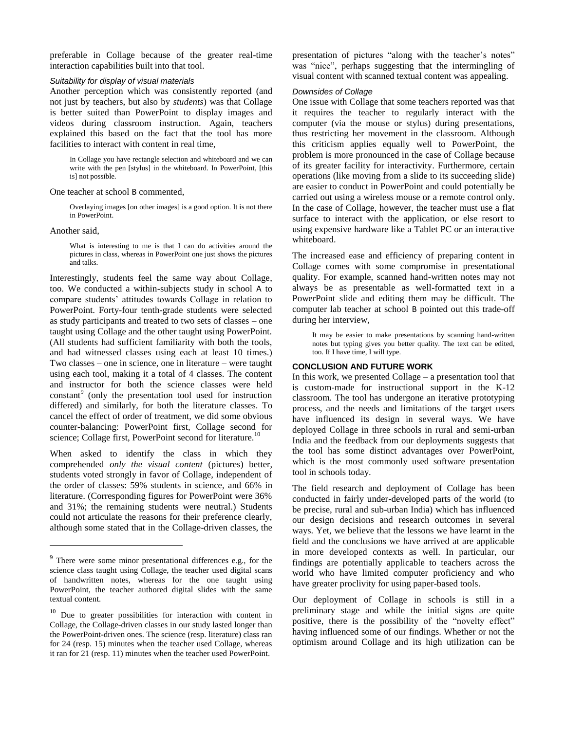preferable in Collage because of the greater real-time interaction capabilities built into that tool.

*Suitability for display of visual materials*

Another perception which was consistently reported (and not just by teachers, but also by *students*) was that Collage is better suited than PowerPoint to display images and videos during classroom instruction. Again, teachers explained this based on the fact that the tool has more facilities to interact with content in real time,

> In Collage you have rectangle selection and whiteboard and we can write with the pen [stylus] in the whiteboard. In PowerPoint, [this is] not possible.

One teacher at school B commented,

> Overlaying images [on other images] is a good option. It is not there in PowerPoint.

Another said,

> What is interesting to me is that I can do activities around the pictures in class, whereas in PowerPoint one just shows the pictures and talks.

Interestingly, students feel the same way about Collage, too. We conducted a within-subjects study in school A to compare students' attitudes towards Collage in relation to PowerPoint. Forty-four tenth-grade students were selected as study participants and treated to two sets of classes – one taught using Collage and the other taught using PowerPoint. (All students had sufficient familiarity with both the tools, and had witnessed classes using each at least 10 times.) Two classes – one in science, one in literature – were taught using each tool, making it a total of 4 classes. The content and instructor for both the science classes were held constant[9] (only the presentation tool used for instruction differed) and similarly, for both the literature classes. To cancel the effect of order of treatment, we did some obvious counter-balancing: PowerPoint first, Collage second for science; Collage first, PowerPoint second for literature.[10]

When asked to identify the class in which they comprehended *only the visual content* (pictures) better, students voted strongly in favor of Collage, independent of the order of classes: 59% students in science, and 66% in literature. (Corresponding figures for PowerPoint were 36% and 31%; the remaining students were neutral.) Students could not articulate the reasons for their preference clearly, although some stated that in the Collage-driven classes, the presentation of pictures "along with the teacher's notes" was "nice", perhaps suggesting that the intermingling of visual content with scanned textual content was appealing.

*Downsides of Collage*

One issue with Collage that some teachers reported was that it requires the teacher to regularly interact with the computer (via the mouse or stylus) during presentations, thus restricting her movement in the classroom. Although this criticism applies equally well to PowerPoint, the problem is more pronounced in the case of Collage because of its greater facility for interactivity. Furthermore, certain operations (like moving from a slide to its succeeding slide) are easier to conduct in PowerPoint and could potentially be carried out using a wireless mouse or a remote control only. In the case of Collage, however, the teacher must use a flat surface to interact with the application, or else resort to using expensive hardware like a Tablet PC or an interactive whiteboard.

The increased ease and efficiency of preparing content in Collage comes with some compromise in presentational quality. For example, scanned hand-written notes may not always be as presentable as well-formatted text in a PowerPoint slide and editing them may be difficult. The computer lab teacher at school B pointed out this trade-off during her interview,

> It may be easier to make presentations by scanning hand-written notes but typing gives you better quality. The text can be edited, too. If I have time, I will type.

## CONCLUSION AND FUTURE WORK

In this work, we presented Collage – a presentation tool that is custom-made for instructional support in the K-12 classroom. The tool has undergone an iterative prototyping process, and the needs and limitations of the target users have influenced its design in several ways. We have deployed Collage in three schools in rural and semi-urban India and the feedback from our deployments suggests that the tool has some distinct advantages over PowerPoint, which is the most commonly used software presentation tool in schools today.

The field research and deployment of Collage has been conducted in fairly under-developed parts of the world (to be precise, rural and sub-urban India) which has influenced our design decisions and research outcomes in several ways. Yet, we believe that the lessons we have learnt in the field and the conclusions we have arrived at are applicable in more developed contexts as well. In particular, our findings are potentially applicable to teachers across the world who have limited computer proficiency and who have greater proclivity for using paper-based tools.

Our deployment of Collage in schools is still in a preliminary stage and while the initial signs are quite positive, there is the possibility of the "novelty effect" having influenced some of our findings. Whether or not the optimism around Collage and its high utilization can be

---

[9] There were some minor presentational differences e.g., for the science class taught using Collage, the teacher used digital scans of handwritten notes, whereas for the one taught using PowerPoint, the teacher authored digital slides with the same textual content.

[10] Due to greater possibilities for interaction with content in Collage, the Collage-driven classes in our study lasted longer than the PowerPoint-driven ones. The science (resp. literature) class ran for 24 (resp. 15) minutes when the teacher used Collage, whereas it ran for 21 (resp. 11) minutes when the teacher used PowerPoint.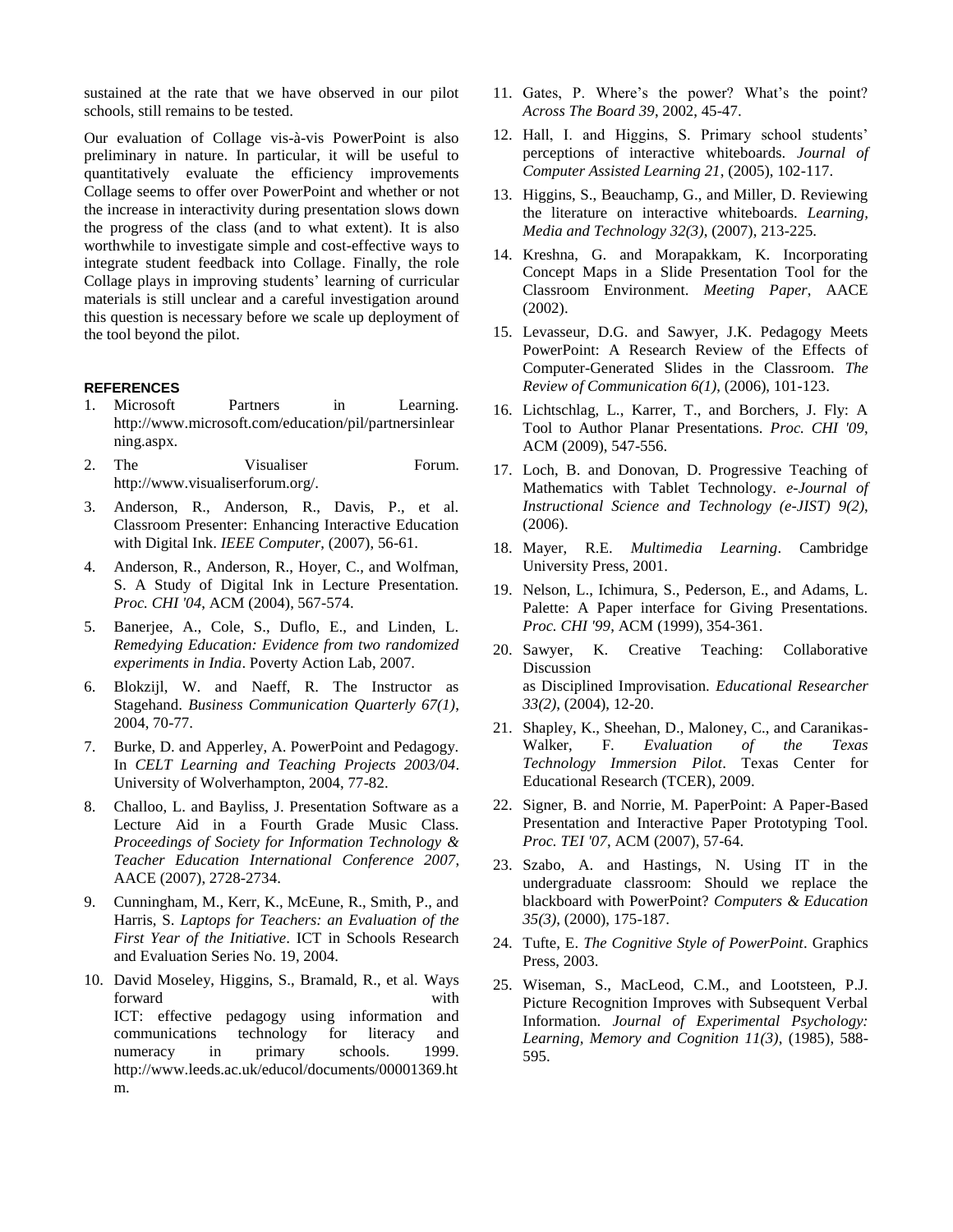sustained at the rate that we have observed in our pilot schools, still remains to be tested.

Our evaluation of Collage vis-à-vis PowerPoint is also preliminary in nature. In particular, it will be useful to quantitatively evaluate the efficiency improvements Collage seems to offer over PowerPoint and whether or not the increase in interactivity during presentation slows down the progress of the class (and to what extent). It is also worthwhile to investigate simple and cost-effective ways to integrate student feedback into Collage. Finally, the role Collage plays in improving students' learning of curricular materials is still unclear and a careful investigation around this question is necessary before we scale up deployment of the tool beyond the pilot.

## REFERENCES

1. Microsoft Partners in Learning. http://www.microsoft.com/education/pil/partnersinlearning.aspx.
2. The Visualiser Forum. http://www.visualiserforum.org/.
3. Anderson, R., Anderson, R., Davis, P., et al. Classroom Presenter: Enhancing Interactive Education with Digital Ink. *IEEE Computer*, (2007), 56-61.
4. Anderson, R., Anderson, R., Hoyer, C., and Wolfman, S. A Study of Digital Ink in Lecture Presentation. *Proc. CHI '04*, ACM (2004), 567-574.
5. Banerjee, A., Cole, S., Duflo, E., and Linden, L. *Remedying Education: Evidence from two randomized experiments in India*. Poverty Action Lab, 2007.
6. Blokzijl, W. and Naeff, R. The Instructor as Stagehand. *Business Communication Quarterly 67(1)*, 2004, 70-77.
7. Burke, D. and Apperley, A. PowerPoint and Pedagogy. In *CELT Learning and Teaching Projects 2003/04*. University of Wolverhampton, 2004, 77-82.
8. Challoo, L. and Bayliss, J. Presentation Software as a Lecture Aid in a Fourth Grade Music Class. *Proceedings of Society for Information Technology & Teacher Education International Conference 2007*, AACE (2007), 2728-2734.
9. Cunningham, M., Kerr, K., McEune, R., Smith, P., and Harris, S. *Laptops for Teachers: an Evaluation of the First Year of the Initiative*. ICT in Schools Research and Evaluation Series No. 19, 2004.
10. David Moseley, Higgins, S., Bramald, R., et al. Ways forward with ICT: effective pedagogy using information and communications technology for literacy and numeracy in primary schools. 1999. http://www.leeds.ac.uk/educol/documents/00001369.htm.
11. Gates, P. Where's the power? What's the point? *Across The Board 39*, 2002, 45-47.
12. Hall, I. and Higgins, S. Primary school students' perceptions of interactive whiteboards. *Journal of Computer Assisted Learning 21*, (2005), 102-117.
13. Higgins, S., Beauchamp, G., and Miller, D. Reviewing the literature on interactive whiteboards. *Learning, Media and Technology 32(3)*, (2007), 213-225.
14. Kreshna, G. and Morapakkam, K. Incorporating Concept Maps in a Slide Presentation Tool for the Classroom Environment. *Meeting Paper*, AACE (2002).
15. Levasseur, D.G. and Sawyer, J.K. Pedagogy Meets PowerPoint: A Research Review of the Effects of Computer-Generated Slides in the Classroom. *The Review of Communication 6(1)*, (2006), 101-123.
16. Lichtschlag, L., Karrer, T., and Borchers, J. Fly: A Tool to Author Planar Presentations. *Proc. CHI '09*, ACM (2009), 547-556.
17. Loch, B. and Donovan, D. Progressive Teaching of Mathematics with Tablet Technology. *e-Journal of Instructional Science and Technology (e-JIST) 9(2)*, (2006).
18. Mayer, R.E. *Multimedia Learning*. Cambridge University Press, 2001.
19. Nelson, L., Ichimura, S., Pederson, E., and Adams, L. Palette: A Paper interface for Giving Presentations. *Proc. CHI '99*, ACM (1999), 354-361.
20. Sawyer, K. Creative Teaching: Collaborative Discussion as Disciplined Improvisation. *Educational Researcher 33(2)*, (2004), 12-20.
21. Shapley, K., Sheehan, D., Maloney, C., and Caranikas-Walker, F. *Evaluation of the Texas Technology Immersion Pilot*. Texas Center for Educational Research (TCER), 2009.
22. Signer, B. and Norrie, M. PaperPoint: A Paper-Based Presentation and Interactive Paper Prototyping Tool. *Proc. TEI '07*, ACM (2007), 57-64.
23. Szabo, A. and Hastings, N. Using IT in the undergraduate classroom: Should we replace the blackboard with PowerPoint? *Computers & Education 35(3)*, (2000), 175-187.
24. Tufte, E. *The Cognitive Style of PowerPoint*. Graphics Press, 2003.
25. Wiseman, S., MacLeod, C.M., and Lootsteen, P.J. Picture Recognition Improves with Subsequent Verbal Information. *Journal of Experimental Psychology: Learning, Memory and Cognition 11(3)*, (1985), 588-595.